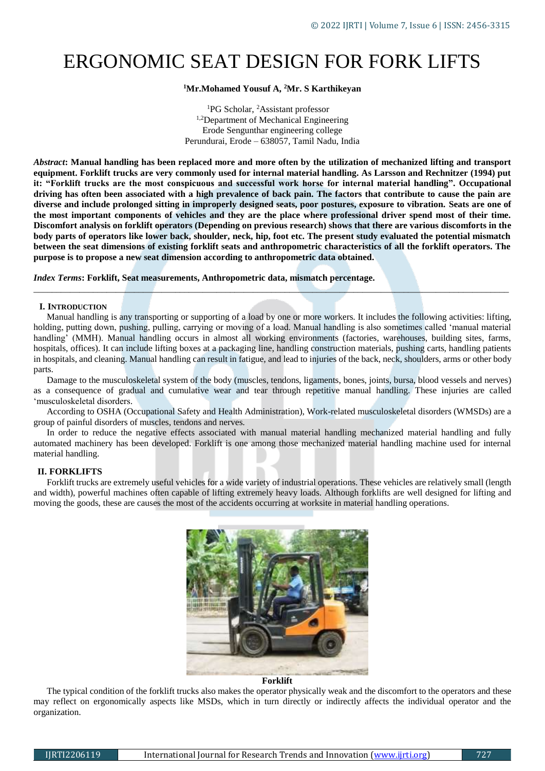# ERGONOMIC SEAT DESIGN FOR FORK LIFTS

**[1]Mr.Mohamed Yousuf A, [2]Mr. S Karthikeyan**

[1]PG Scholar, [2]Assistant professor
[1,2]Department of Mechanical Engineering
Erode Sengunthar engineering college
Perundurai, Erode – 638057, Tamil Nadu, India

***Abstract*****: Manual handling has been replaced more and more often by the utilization of mechanized lifting and transport equipment. Forklift trucks are very commonly used for internal material handling. As Larsson and Rechnitzer (1994) put it: "Forklift trucks are the most conspicuous and successful work horse for internal material handling". Occupational driving has often been associated with a high prevalence of back pain. The factors that contribute to cause the pain are diverse and include prolonged sitting in improperly designed seats, poor postures, exposure to vibration. Seats are one of the most important components of vehicles and they are the place where professional driver spend most of their time. Discomfort analysis on forklift operators (Depending on previous research) shows that there are various discomforts in the body parts of operators like lower back, shoulder, neck, hip, foot etc. The present study evaluated the potential mismatch between the seat dimensions of existing forklift seats and anthropometric characteristics of all the forklift operators. The purpose is to propose a new seat dimension according to anthropometric data obtained.**

***Index Terms*****: Forklift, Seat measurements, Anthropometric data, mismatch percentage.**

## I. INTRODUCTION

Manual handling is any transporting or supporting of a load by one or more workers. It includes the following activities: lifting, holding, putting down, pushing, pulling, carrying or moving of a load. Manual handling is also sometimes called 'manual material handling' (MMH). Manual handling occurs in almost all working environments (factories, warehouses, building sites, farms, hospitals, offices). It can include lifting boxes at a packaging line, handling construction materials, pushing carts, handling patients in hospitals, and cleaning. Manual handling can result in fatigue, and lead to injuries of the back, neck, shoulders, arms or other body parts.

Damage to the musculoskeletal system of the body (muscles, tendons, ligaments, bones, joints, bursa, blood vessels and nerves) as a consequence of gradual and cumulative wear and tear through repetitive manual handling. These injuries are called 'musculoskeletal disorders.

According to OSHA (Occupational Safety and Health Administration), Work-related musculoskeletal disorders (WMSDs) are a group of painful disorders of muscles, tendons and nerves.

In order to reduce the negative effects associated with manual material handling mechanized material handling and fully automated machinery has been developed. Forklift is one among those mechanized material handling machine used for internal material handling.

## II. FORKLIFTS

Forklift trucks are extremely useful vehicles for a wide variety of industrial operations. These vehicles are relatively small (length and width), powerful machines often capable of lifting extremely heavy loads. Although forklifts are well designed for lifting and moving the goods, these are causes the most of the accidents occurring at worksite in material handling operations.

**Forklift**

The typical condition of the forklift trucks also makes the operator physically weak and the discomfort to the operators and these may reflect on ergonomically aspects like MSDs, which in turn directly or indirectly affects the individual operator and the organization.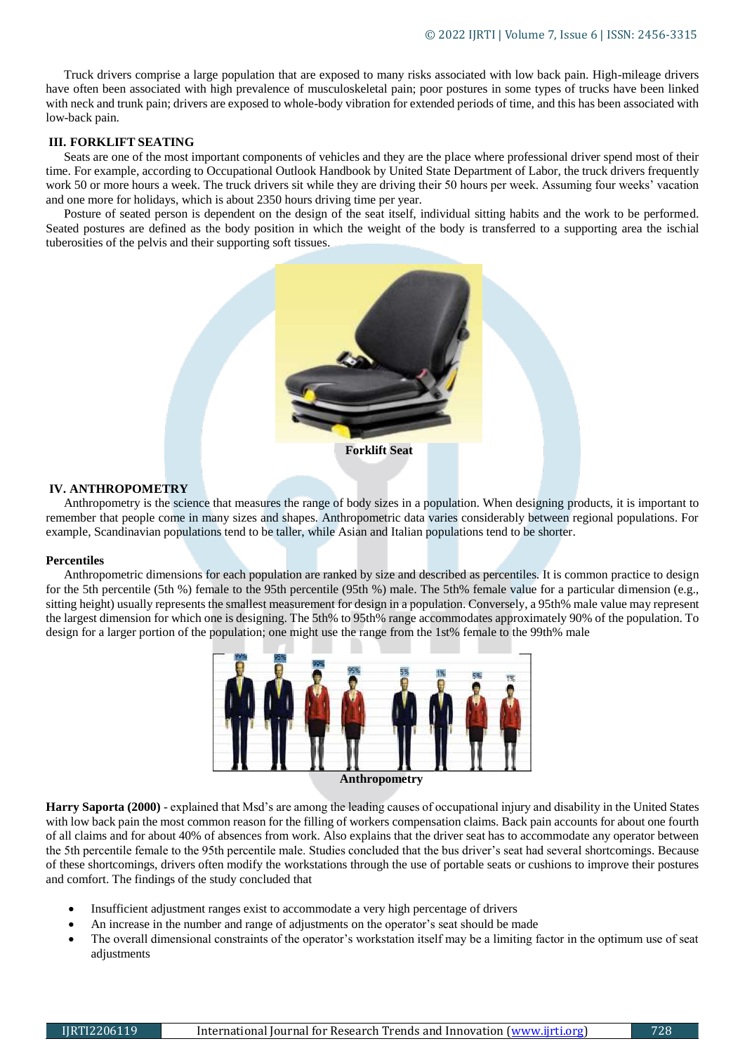Truck drivers comprise a large population that are exposed to many risks associated with low back pain. High-mileage drivers have often been associated with high prevalence of musculoskeletal pain; poor postures in some types of trucks have been linked with neck and trunk pain; drivers are exposed to whole-body vibration for extended periods of time, and this has been associated with low-back pain.

## III. FORKLIFT SEATING

Seats are one of the most important components of vehicles and they are the place where professional driver spend most of their time. For example, according to Occupational Outlook Handbook by United State Department of Labor, the truck drivers frequently work 50 or more hours a week. The truck drivers sit while they are driving their 50 hours per week. Assuming four weeks' vacation and one more for holidays, which is about 2350 hours driving time per year.

Posture of seated person is dependent on the design of the seat itself, individual sitting habits and the work to be performed. Seated postures are defined as the body position in which the weight of the body is transferred to a supporting area the ischial tuberosities of the pelvis and their supporting soft tissues.

**Forklift Seat**

## IV. ANTHROPOMETRY

Anthropometry is the science that measures the range of body sizes in a population. When designing products, it is important to remember that people come in many sizes and shapes. Anthropometric data varies considerably between regional populations. For example, Scandinavian populations tend to be taller, while Asian and Italian populations tend to be shorter.

### Percentiles

Anthropometric dimensions for each population are ranked by size and described as percentiles. It is common practice to design for the 5th percentile (5th %) female to the 95th percentile (95th %) male. The 5th% female value for a particular dimension (e.g., sitting height) usually represents the smallest measurement for design in a population. Conversely, a 95th% male value may represent the largest dimension for which one is designing. The 5th% to 95th% range accommodates approximately 90% of the population. To design for a larger portion of the population; one might use the range from the 1st% female to the 99th% male

**Anthropometry**

**Harry Saporta (2000)** - explained that Msd's are among the leading causes of occupational injury and disability in the United States with low back pain the most common reason for the filling of workers compensation claims. Back pain accounts for about one fourth of all claims and for about 40% of absences from work. Also explains that the driver seat has to accommodate any operator between the 5th percentile female to the 95th percentile male. Studies concluded that the bus driver's seat had several shortcomings. Because of these shortcomings, drivers often modify the workstations through the use of portable seats or cushions to improve their postures and comfort. The findings of the study concluded that

- Insufficient adjustment ranges exist to accommodate a very high percentage of drivers
- An increase in the number and range of adjustments on the operator's seat should be made
- The overall dimensional constraints of the operator's workstation itself may be a limiting factor in the optimum use of seat adjustments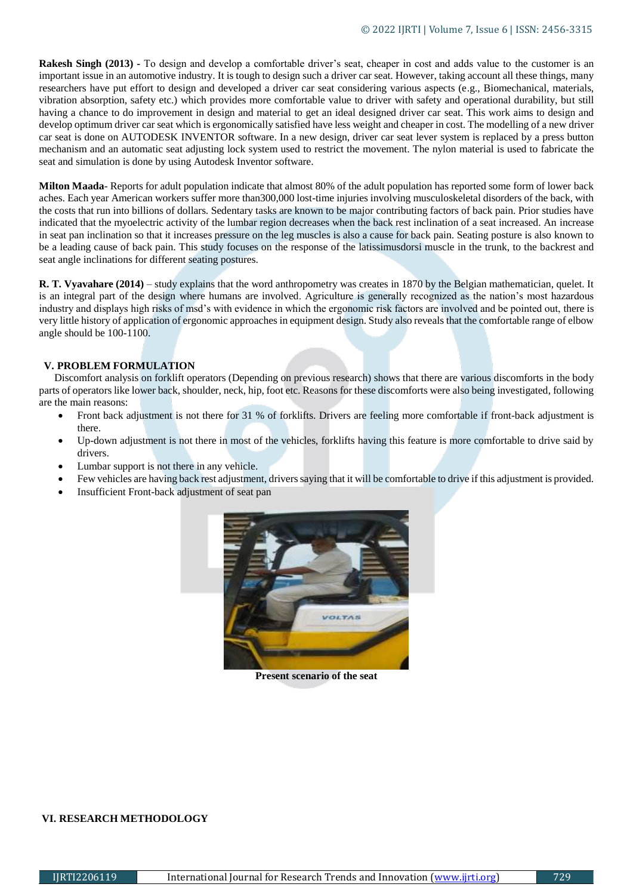**Rakesh Singh (2013)** - To design and develop a comfortable driver's seat, cheaper in cost and adds value to the customer is an important issue in an automotive industry. It is tough to design such a driver car seat. However, taking account all these things, many researchers have put effort to design and developed a driver car seat considering various aspects (e.g., Biomechanical, materials, vibration absorption, safety etc.) which provides more comfortable value to driver with safety and operational durability, but still having a chance to do improvement in design and material to get an ideal designed driver car seat. This work aims to design and develop optimum driver car seat which is ergonomically satisfied have less weight and cheaper in cost. The modelling of a new driver car seat is done on AUTODESK INVENTOR software. In a new design, driver car seat lever system is replaced by a press button mechanism and an automatic seat adjusting lock system used to restrict the movement. The nylon material is used to fabricate the seat and simulation is done by using Autodesk Inventor software.

**Milton Maada**- Reports for adult population indicate that almost 80% of the adult population has reported some form of lower back aches. Each year American workers suffer more than300,000 lost-time injuries involving musculoskeletal disorders of the back, with the costs that run into billions of dollars. Sedentary tasks are known to be major contributing factors of back pain. Prior studies have indicated that the myoelectric activity of the lumbar region decreases when the back rest inclination of a seat increased. An increase in seat pan inclination so that it increases pressure on the leg muscles is also a cause for back pain. Seating posture is also known to be a leading cause of back pain. This study focuses on the response of the latissimusdorsi muscle in the trunk, to the backrest and seat angle inclinations for different seating postures.

**R. T. Vyavahare (2014)** – study explains that the word anthropometry was creates in 1870 by the Belgian mathematician, quelet. It is an integral part of the design where humans are involved. Agriculture is generally recognized as the nation's most hazardous industry and displays high risks of msd's with evidence in which the ergonomic risk factors are involved and be pointed out, there is very little history of application of ergonomic approaches in equipment design. Study also reveals that the comfortable range of elbow angle should be 100-1100.

## V. PROBLEM FORMULATION

Discomfort analysis on forklift operators (Depending on previous research) shows that there are various discomforts in the body parts of operators like lower back, shoulder, neck, hip, foot etc. Reasons for these discomforts were also being investigated, following are the main reasons:

- Front back adjustment is not there for 31 % of forklifts. Drivers are feeling more comfortable if front-back adjustment is there.
- Up-down adjustment is not there in most of the vehicles, forklifts having this feature is more comfortable to drive said by drivers.
- Lumbar support is not there in any vehicle.
- Few vehicles are having back rest adjustment, drivers saying that it will be comfortable to drive if this adjustment is provided.
- Insufficient Front-back adjustment of seat pan

**Present scenario of the seat**

## VI. RESEARCH METHODOLOGY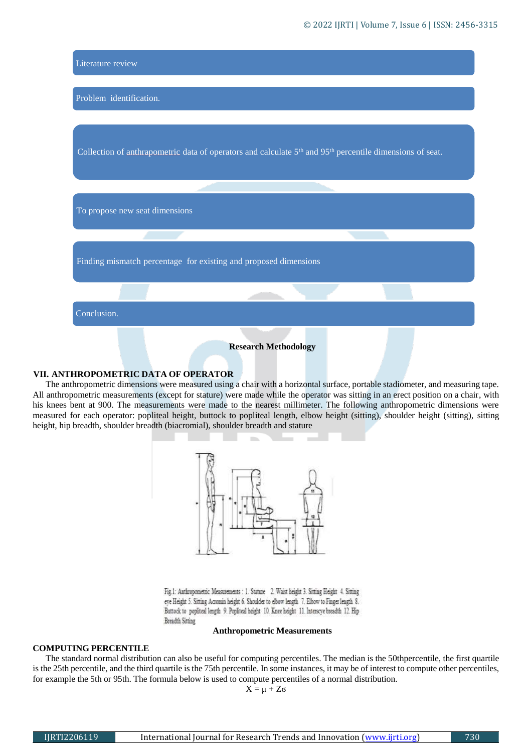Literature review

Problem identification.

Collection of anthrapometric data of operators and calculate 5th and 95th percentile dimensions of seat.

To propose new seat dimensions

Finding mismatch percentage for existing and proposed dimensions

Conclusion.

**Research Methodology**

## VII. ANTHROPOMETRIC DATA OF OPERATOR

The anthropometric dimensions were measured using a chair with a horizontal surface, portable stadiometer, and measuring tape. All anthropometric measurements (except for stature) were made while the operator was sitting in an erect position on a chair, with his knees bent at 900. The measurements were made to the nearest millimeter. The following anthropometric dimensions were measured for each operator: popliteal height, buttock to popliteal length, elbow height (sitting), shoulder height (sitting), sitting height, hip breadth, shoulder breadth (biacromial), shoulder breadth and stature

Fig 1: Anthropometric Measurements : 1. Stature 2. Waist height 3. Sitting Height 4. Sitting eye Height 5. Sitting Acromin height 6. Shoulder to elbow length 7. Elbow to Finger length 8. Buttock to popliteal length 9. Popliteal height 10. Knee height 11. Interscye breadth 12. Hip Breadth Sitting

**Anthropometric Measurements**

## COMPUTING PERCENTILE

The standard normal distribution can also be useful for computing percentiles. The median is the 50thpercentile, the first quartile is the 25th percentile, and the third quartile is the 75th percentile. In some instances, it may be of interest to compute other percentiles, for example the 5th or 95th. The formula below is used to compute percentiles of a normal distribution.

$$X = \mu + Z\sigma$$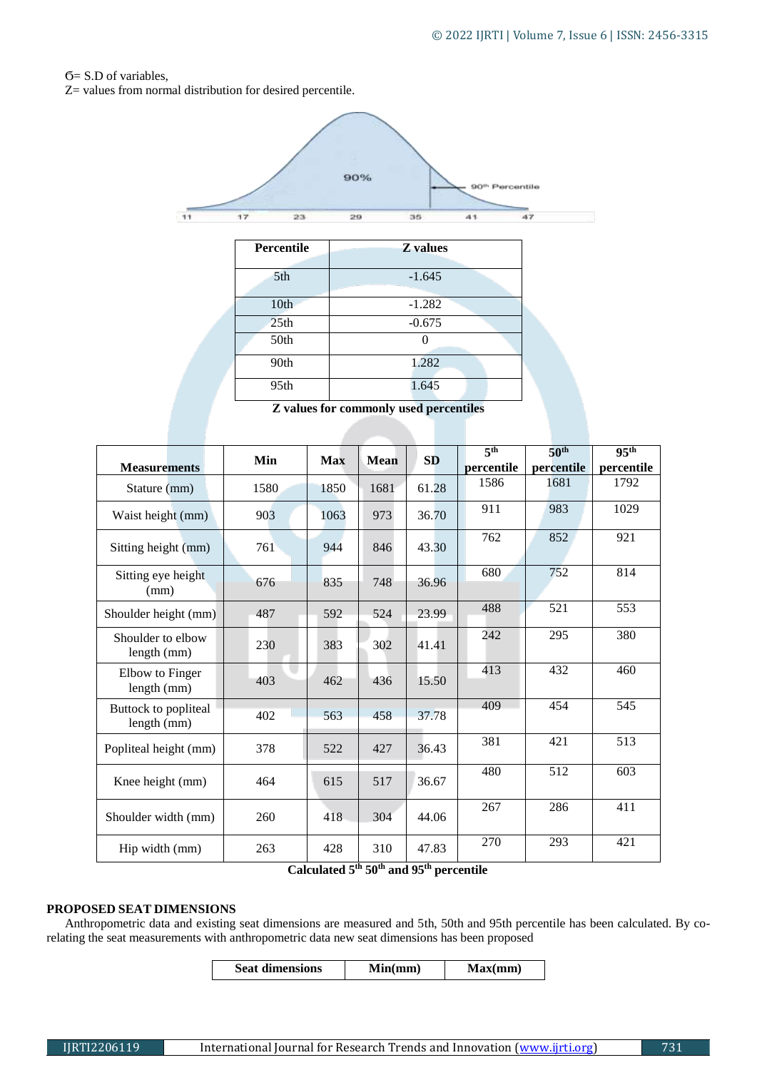σ= S.D of variables,

Z= values from normal distribution for desired percentile.

| Percentile | Z values |
|---|---|
| 5th | -1.645 |
| 10th | -1.282 |
| 25th | -0.675 |
| 50th | 0 |
| 90th | 1.282 |
| 95th | 1.645 |

**Z values for commonly used percentiles**

| Measurements | Min | Max | Mean | SD | 5th percentile | 50th percentile | 95th percentile |
|---|---|---|---|---|---|---|---|
| Stature (mm) | 1580 | 1850 | 1681 | 61.28 | 1586 | 1681 | 1792 |
| Waist height (mm) | 903 | 1063 | 973 | 36.70 | 911 | 983 | 1029 |
| Sitting height (mm) | 761 | 944 | 846 | 43.30 | 762 | 852 | 921 |
| Sitting eye height (mm) | 676 | 835 | 748 | 36.96 | 680 | 752 | 814 |
| Shoulder height (mm) | 487 | 592 | 524 | 23.99 | 488 | 521 | 553 |
| Shoulder to elbow length (mm) | 230 | 383 | 302 | 41.41 | 242 | 295 | 380 |
| Elbow to Finger length (mm) | 403 | 462 | 436 | 15.50 | 413 | 432 | 460 |
| Buttock to popliteal length (mm) | 402 | 563 | 458 | 37.78 | 409 | 454 | 545 |
| Popliteal height (mm) | 378 | 522 | 427 | 36.43 | 381 | 421 | 513 |
| Knee height (mm) | 464 | 615 | 517 | 36.67 | 480 | 512 | 603 |
| Shoulder width (mm) | 260 | 418 | 304 | 44.06 | 267 | 286 | 411 |
| Hip width (mm) | 263 | 428 | 310 | 47.83 | 270 | 293 | 421 |

**Calculated 5th 50th and 95th percentile**

## PROPOSED SEAT DIMENSIONS

Anthropometric data and existing seat dimensions are measured and 5th, 50th and 95th percentile has been calculated. By co-relating the seat measurements with anthropometric data new seat dimensions has been proposed

| Seat dimensions | Min(mm) | Max(mm) |
|---|---|---|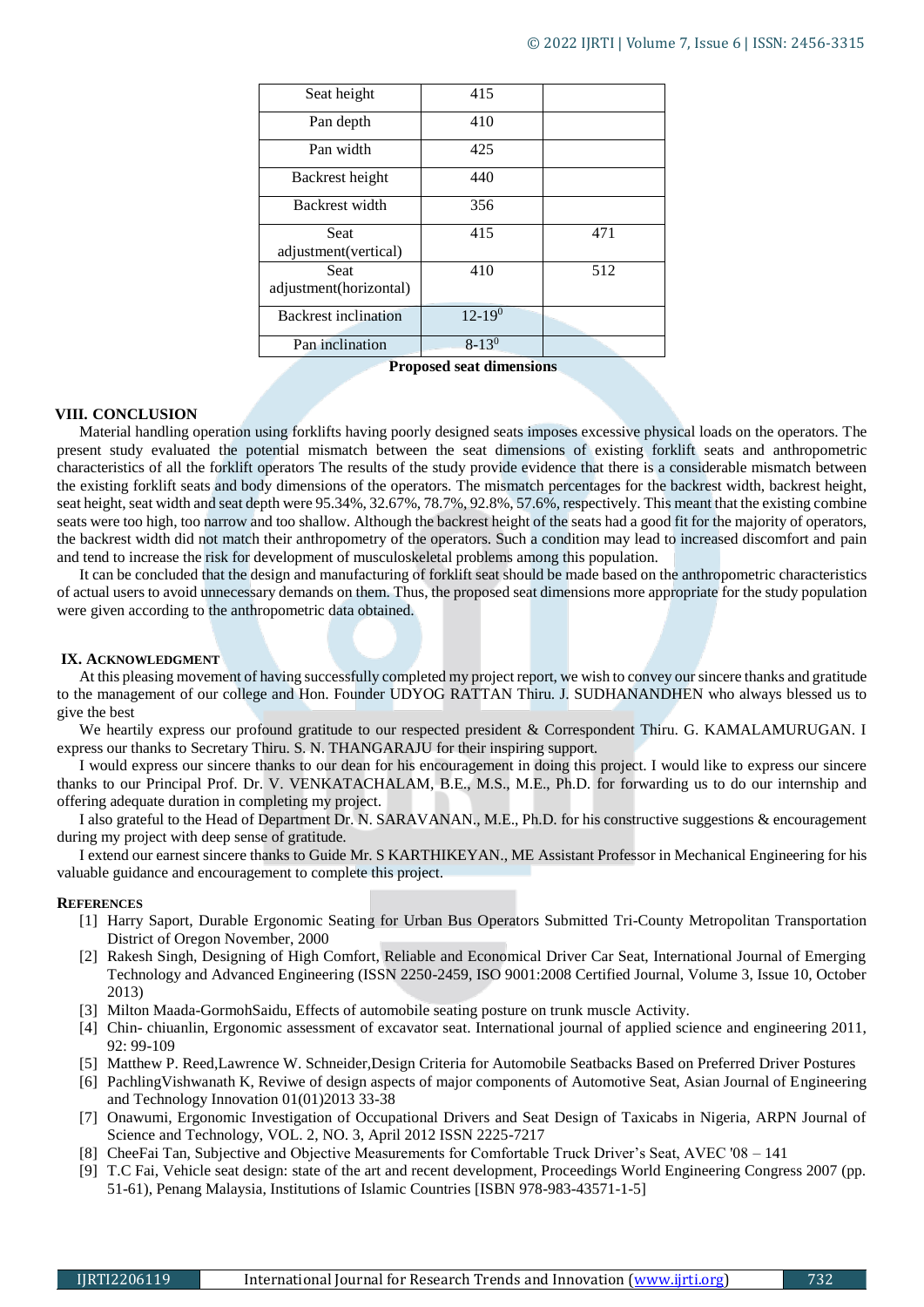| Seat height | 415 | |
|---|---|---|
| Pan depth | 410 | |
| Pan width | 425 | |
| Backrest height | 440 | |
| Backrest width | 356 | |
| Seat adjustment(vertical) | 415 | 471 |
| Seat adjustment(horizontal) | 410 | 512 |
| Backrest inclination | 12-19$^0$ | |
| Pan inclination | 8-13$^0$ | |

**Proposed seat dimensions**

## VIII. CONCLUSION

Material handling operation using forklifts having poorly designed seats imposes excessive physical loads on the operators. The present study evaluated the potential mismatch between the seat dimensions of existing forklift seats and anthropometric characteristics of all the forklift operators The results of the study provide evidence that there is a considerable mismatch between the existing forklift seats and body dimensions of the operators. The mismatch percentages for the backrest width, backrest height, seat height, seat width and seat depth were 95.34%, 32.67%, 78.7%, 92.8%, 57.6%, respectively. This meant that the existing combine seats were too high, too narrow and too shallow. Although the backrest height of the seats had a good fit for the majority of operators, the backrest width did not match their anthropometry of the operators. Such a condition may lead to increased discomfort and pain and tend to increase the risk for development of musculoskeletal problems among this population.

It can be concluded that the design and manufacturing of forklift seat should be made based on the anthropometric characteristics of actual users to avoid unnecessary demands on them. Thus, the proposed seat dimensions more appropriate for the study population were given according to the anthropometric data obtained.

## IX. ACKNOWLEDGMENT

At this pleasing movement of having successfully completed my project report, we wish to convey our sincere thanks and gratitude to the management of our college and Hon. Founder UDYOG RATTAN Thiru. J. SUDHANANDHEN who always blessed us to give the best

We heartily express our profound gratitude to our respected president & Correspondent Thiru. G. KAMALAMURUGAN. I express our thanks to Secretary Thiru. S. N. THANGARAJU for their inspiring support.

I would express our sincere thanks to our dean for his encouragement in doing this project. I would like to express our sincere thanks to our Principal Prof. Dr. V. VENKATACHALAM, B.E., M.S., M.E., Ph.D. for forwarding us to do our internship and offering adequate duration in completing my project.

I also grateful to the Head of Department Dr. N. SARAVANAN., M.E., Ph.D. for his constructive suggestions & encouragement during my project with deep sense of gratitude.

I extend our earnest sincere thanks to Guide Mr. S KARTHIKEYAN., ME Assistant Professor in Mechanical Engineering for his valuable guidance and encouragement to complete this project.

## REFERENCES

[1] Harry Saport, Durable Ergonomic Seating for Urban Bus Operators Submitted Tri-County Metropolitan Transportation District of Oregon November, 2000

[2] Rakesh Singh, Designing of High Comfort, Reliable and Economical Driver Car Seat, International Journal of Emerging Technology and Advanced Engineering (ISSN 2250-2459, ISO 9001:2008 Certified Journal, Volume 3, Issue 10, October 2013)

[3] Milton Maada-GormohSaidu, Effects of automobile seating posture on trunk muscle Activity.

[4] Chin- chiuanlin, Ergonomic assessment of excavator seat. International journal of applied science and engineering 2011, 92: 99-109

[5] Matthew P. Reed,Lawrence W. Schneider,Design Criteria for Automobile Seatbacks Based on Preferred Driver Postures

[6] PachlingVishwanath K, Reviwe of design aspects of major components of Automotive Seat, Asian Journal of Engineering and Technology Innovation 01(01)2013 33-38

[7] Onawumi, Ergonomic Investigation of Occupational Drivers and Seat Design of Taxicabs in Nigeria, ARPN Journal of Science and Technology, VOL. 2, NO. 3, April 2012 ISSN 2225-7217

[8] CheeFai Tan, Subjective and Objective Measurements for Comfortable Truck Driver's Seat, AVEC '08 – 141

[9] T.C Fai, Vehicle seat design: state of the art and recent development, Proceedings World Engineering Congress 2007 (pp. 51-61), Penang Malaysia, Institutions of Islamic Countries [ISBN 978-983-43571-1-5]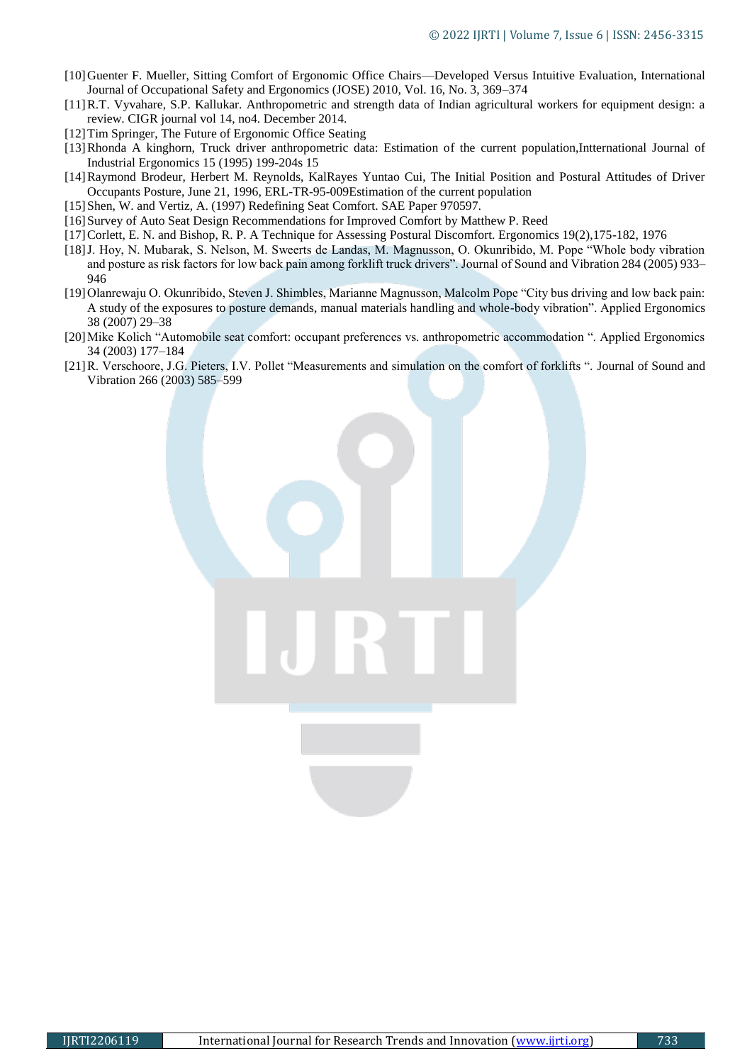[10] Guenter F. Mueller, Sitting Comfort of Ergonomic Office Chairs—Developed Versus Intuitive Evaluation, International Journal of Occupational Safety and Ergonomics (JOSE) 2010, Vol. 16, No. 3, 369–374

[11] R.T. Vyvahare, S.P. Kallukar. Anthropometric and strength data of Indian agricultural workers for equipment design: a review. CIGR journal vol 14, no4. December 2014.

[12] Tim Springer, The Future of Ergonomic Office Seating

[13] Rhonda A kinghorn, Truck driver anthropometric data: Estimation of the current population,Intternational Journal of Industrial Ergonomics 15 (1995) 199-204s 15

[14] Raymond Brodeur, Herbert M. Reynolds, KalRayes Yuntao Cui, The Initial Position and Postural Attitudes of Driver Occupants Posture, June 21, 1996, ERL-TR-95-009Estimation of the current population

[15] Shen, W. and Vertiz, A. (1997) Redefining Seat Comfort. SAE Paper 970597.

[16] Survey of Auto Seat Design Recommendations for Improved Comfort by Matthew P. Reed

[17] Corlett, E. N. and Bishop, R. P. A Technique for Assessing Postural Discomfort. Ergonomics 19(2),175-182, 1976

[18] J. Hoy, N. Mubarak, S. Nelson, M. Sweerts de Landas, M. Magnusson, O. Okunribido, M. Pope "Whole body vibration and posture as risk factors for low back pain among forklift truck drivers". Journal of Sound and Vibration 284 (2005) 933–946

[19] Olanrewaju O. Okunribido, Steven J. Shimbles, Marianne Magnusson, Malcolm Pope "City bus driving and low back pain: A study of the exposures to posture demands, manual materials handling and whole-body vibration". Applied Ergonomics 38 (2007) 29–38

[20] Mike Kolich "Automobile seat comfort: occupant preferences vs. anthropometric accommodation ". Applied Ergonomics 34 (2003) 177–184

[21] R. Verschoore, J.G. Pieters, I.V. Pollet "Measurements and simulation on the comfort of forklifts ". Journal of Sound and Vibration 266 (2003) 585–599